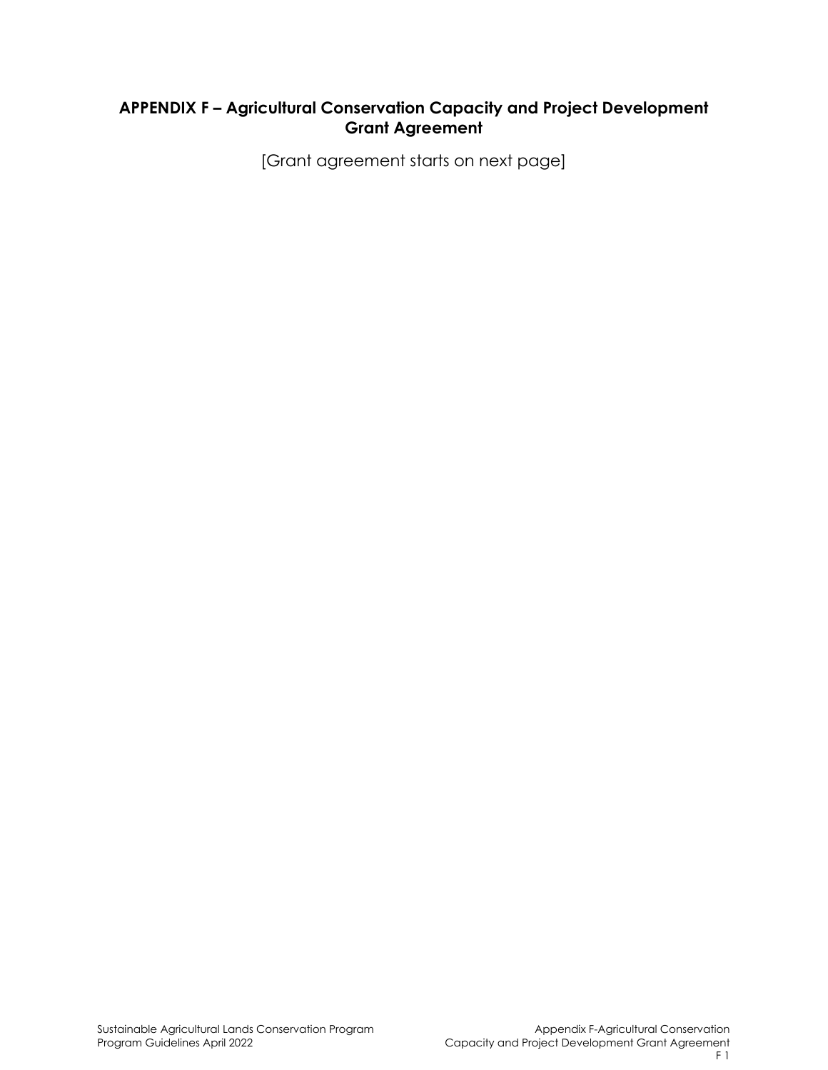## APPENDIX F – Agricultural Conservation Capacity and Project Development Grant Agreement

[Grant agreement starts on next page]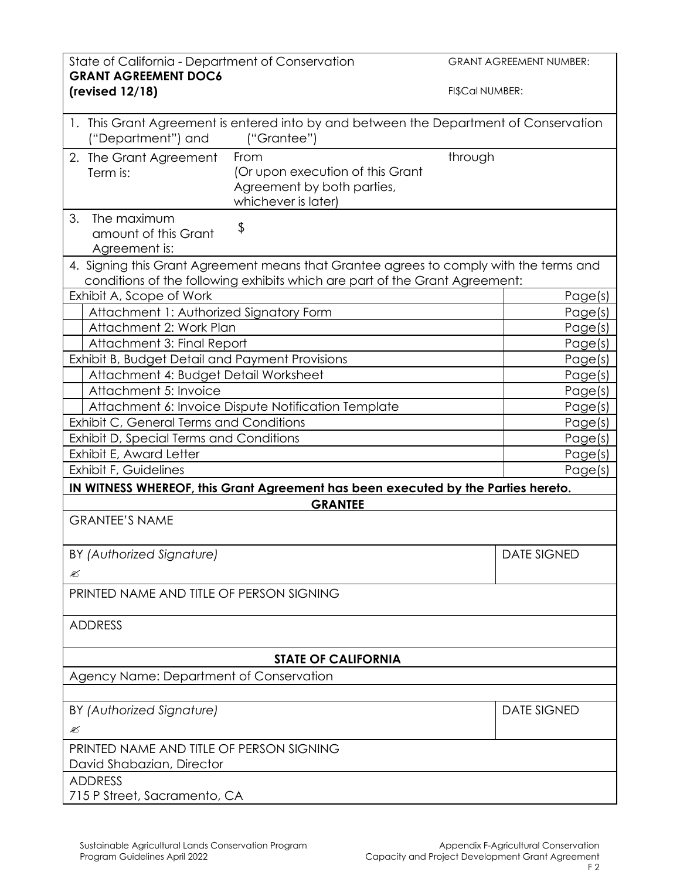State of California - Department of Conservation
**GRANT AGREEMENT DOC6**
**(revised 12/18)**

GRANT AGREEMENT NUMBER:

FI$Cal NUMBER:

1. This Grant Agreement is entered into by and between the Department of Conservation ("Department") and ("Grantee")

| 2. The Grant Agreement Term is: | From (Or upon execution of this Grant Agreement by both parties, whichever is later) | through |
|---|---|---|
| 3. The maximum amount of this Grant Agreement is: | $ | |

4. Signing this Grant Agreement means that Grantee agrees to comply with the terms and conditions of the following exhibits which are part of the Grant Agreement:

| Exhibit | Page(s) |
|---|---|
| Exhibit A, Scope of Work | Page(s) |
| Attachment 1: Authorized Signatory Form | Page(s) |
| Attachment 2: Work Plan | Page(s) |
| Attachment 3: Final Report | Page(s) |
| Exhibit B, Budget Detail and Payment Provisions | Page(s) |
| Attachment 4: Budget Detail Worksheet | Page(s) |
| Attachment 5: Invoice | Page(s) |
| Attachment 6: Invoice Dispute Notification Template | Page(s) |
| Exhibit C, General Terms and Conditions | Page(s) |
| Exhibit D, Special Terms and Conditions | Page(s) |
| Exhibit E, Award Letter | Page(s) |
| Exhibit F, Guidelines | Page(s) |

**IN WITNESS WHEREOF, this Grant Agreement has been executed by the Parties hereto.**

**GRANTEE**

| | |
|---|---|
| GRANTEE'S NAME | |
| BY *(Authorized Signature)* ✍ | DATE SIGNED |
| PRINTED NAME AND TITLE OF PERSON SIGNING | |
| ADDRESS | |

**STATE OF CALIFORNIA**

| | |
|---|---|
| Agency Name: Department of Conservation | |
| BY *(Authorized Signature)* ✍ | DATE SIGNED |
| PRINTED NAME AND TITLE OF PERSON SIGNING David Shabazian, Director | |
| ADDRESS 715 P Street, Sacramento, CA | |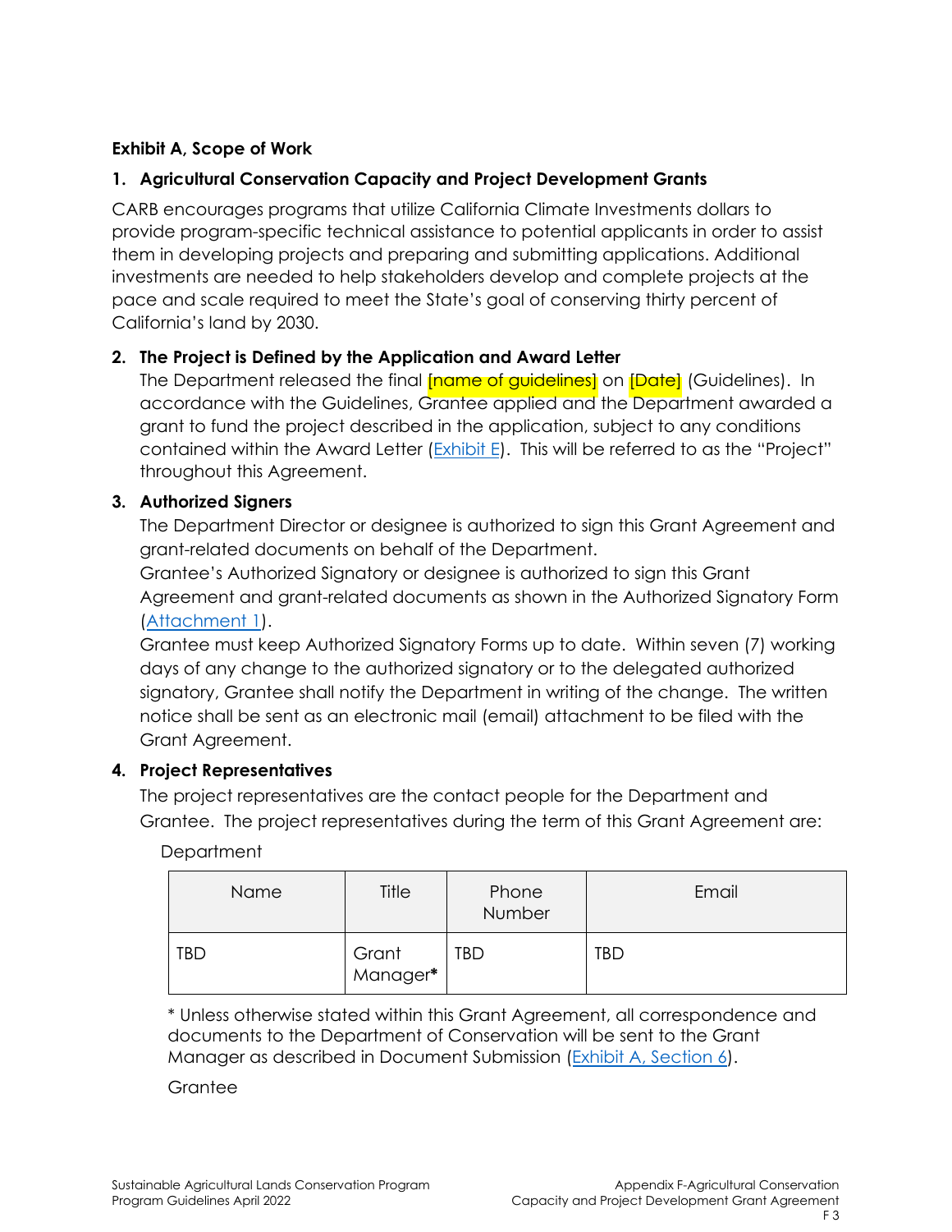**Exhibit A, Scope of Work**

**1. Agricultural Conservation Capacity and Project Development Grants**

CARB encourages programs that utilize California Climate Investments dollars to provide program-specific technical assistance to potential applicants in order to assist them in developing projects and preparing and submitting applications. Additional investments are needed to help stakeholders develop and complete projects at the pace and scale required to meet the State's goal of conserving thirty percent of California's land by 2030.

**2. The Project is Defined by the Application and Award Letter**

The Department released the final [name of guidelines] on [Date] (Guidelines). In accordance with the Guidelines, Grantee applied and the Department awarded a grant to fund the project described in the application, subject to any conditions contained within the Award Letter (Exhibit E). This will be referred to as the "Project" throughout this Agreement.

**3. Authorized Signers**

The Department Director or designee is authorized to sign this Grant Agreement and grant-related documents on behalf of the Department.

Grantee's Authorized Signatory or designee is authorized to sign this Grant Agreement and grant-related documents as shown in the Authorized Signatory Form (Attachment 1).

Grantee must keep Authorized Signatory Forms up to date. Within seven (7) working days of any change to the authorized signatory or to the delegated authorized signatory, Grantee shall notify the Department in writing of the change. The written notice shall be sent as an electronic mail (email) attachment to be filed with the Grant Agreement.

**4. Project Representatives**

The project representatives are the contact people for the Department and Grantee. The project representatives during the term of this Grant Agreement are:

Department

| Name | Title | Phone Number | Email |
|---|---|---|---|
| TBD | Grant Manager* | TBD | TBD |

* Unless otherwise stated within this Grant Agreement, all correspondence and documents to the Department of Conservation will be sent to the Grant Manager as described in Document Submission (Exhibit A, Section 6).

Grantee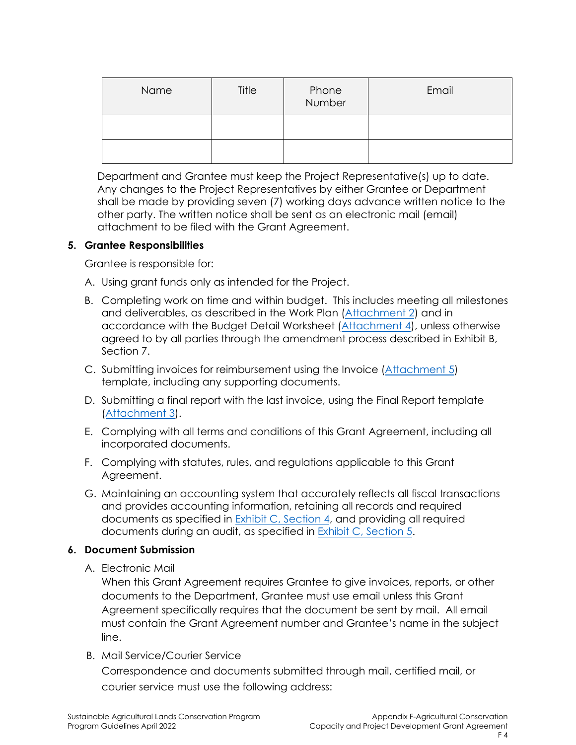| Name | Title | Phone Number | Email |
|---|---|---|---|
| | | | |
| | | | |

Department and Grantee must keep the Project Representative(s) up to date. Any changes to the Project Representatives by either Grantee or Department shall be made by providing seven (7) working days advance written notice to the other party. The written notice shall be sent as an electronic mail (email) attachment to be filed with the Grant Agreement.

**5. Grantee Responsibilities**

Grantee is responsible for:

A. Using grant funds only as intended for the Project.

B. Completing work on time and within budget. This includes meeting all milestones and deliverables, as described in the Work Plan (Attachment 2) and in accordance with the Budget Detail Worksheet (Attachment 4), unless otherwise agreed to by all parties through the amendment process described in Exhibit B, Section 7.

C. Submitting invoices for reimbursement using the Invoice (Attachment 5) template, including any supporting documents.

D. Submitting a final report with the last invoice, using the Final Report template (Attachment 3).

E. Complying with all terms and conditions of this Grant Agreement, including all incorporated documents.

F. Complying with statutes, rules, and regulations applicable to this Grant Agreement.

G. Maintaining an accounting system that accurately reflects all fiscal transactions and provides accounting information, retaining all records and required documents as specified in Exhibit C, Section 4, and providing all required documents during an audit, as specified in Exhibit C, Section 5.

**6. Document Submission**

A. Electronic Mail
When this Grant Agreement requires Grantee to give invoices, reports, or other documents to the Department, Grantee must use email unless this Grant Agreement specifically requires that the document be sent by mail. All email must contain the Grant Agreement number and Grantee's name in the subject line.

B. Mail Service/Courier Service
Correspondence and documents submitted through mail, certified mail, or courier service must use the following address: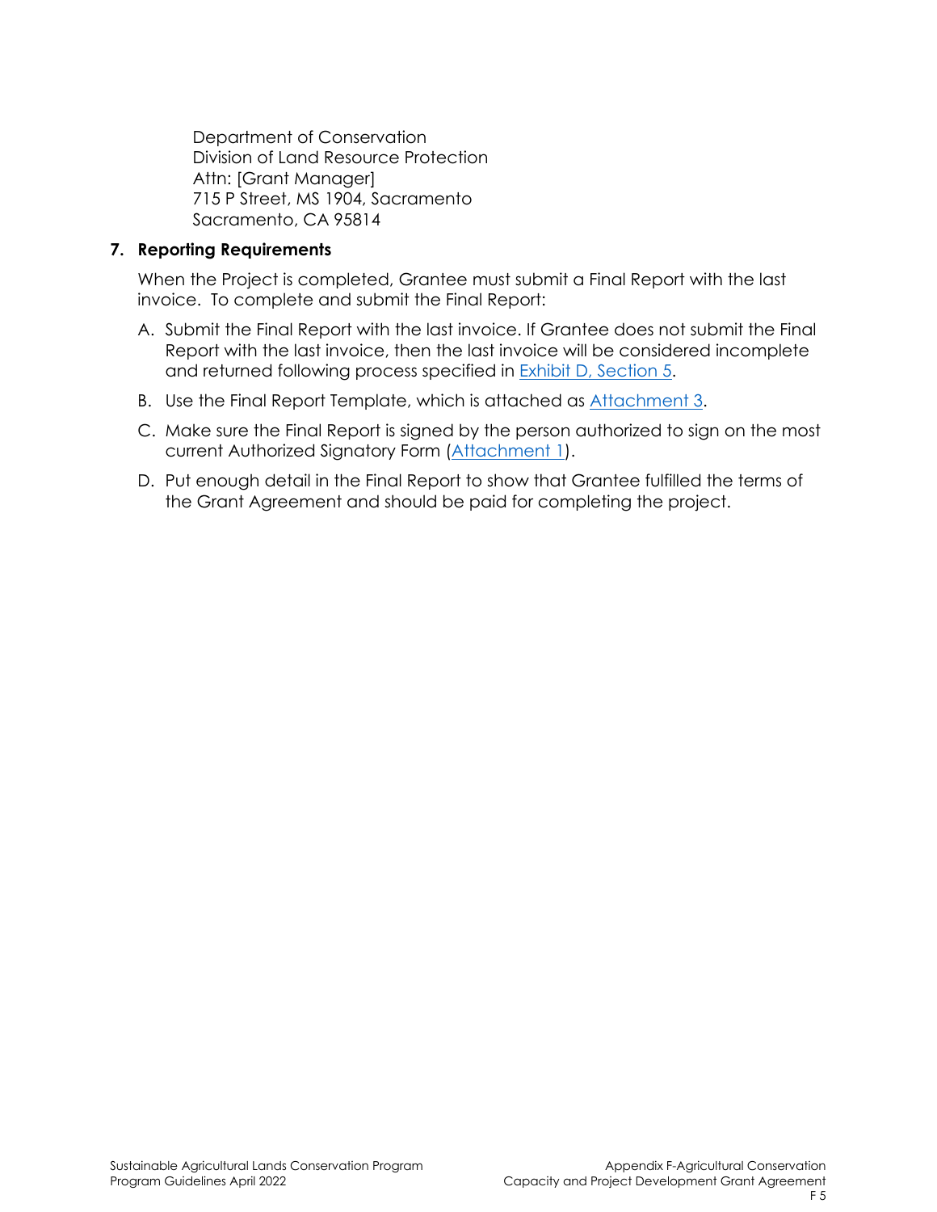Department of Conservation
Division of Land Resource Protection
Attn: [Grant Manager]
715 P Street, MS 1904, Sacramento
Sacramento, CA 95814

**7. Reporting Requirements**

When the Project is completed, Grantee must submit a Final Report with the last invoice. To complete and submit the Final Report:

A. Submit the Final Report with the last invoice. If Grantee does not submit the Final Report with the last invoice, then the last invoice will be considered incomplete and returned following process specified in Exhibit D, Section 5.

B. Use the Final Report Template, which is attached as Attachment 3.

C. Make sure the Final Report is signed by the person authorized to sign on the most current Authorized Signatory Form (Attachment 1).

D. Put enough detail in the Final Report to show that Grantee fulfilled the terms of the Grant Agreement and should be paid for completing the project.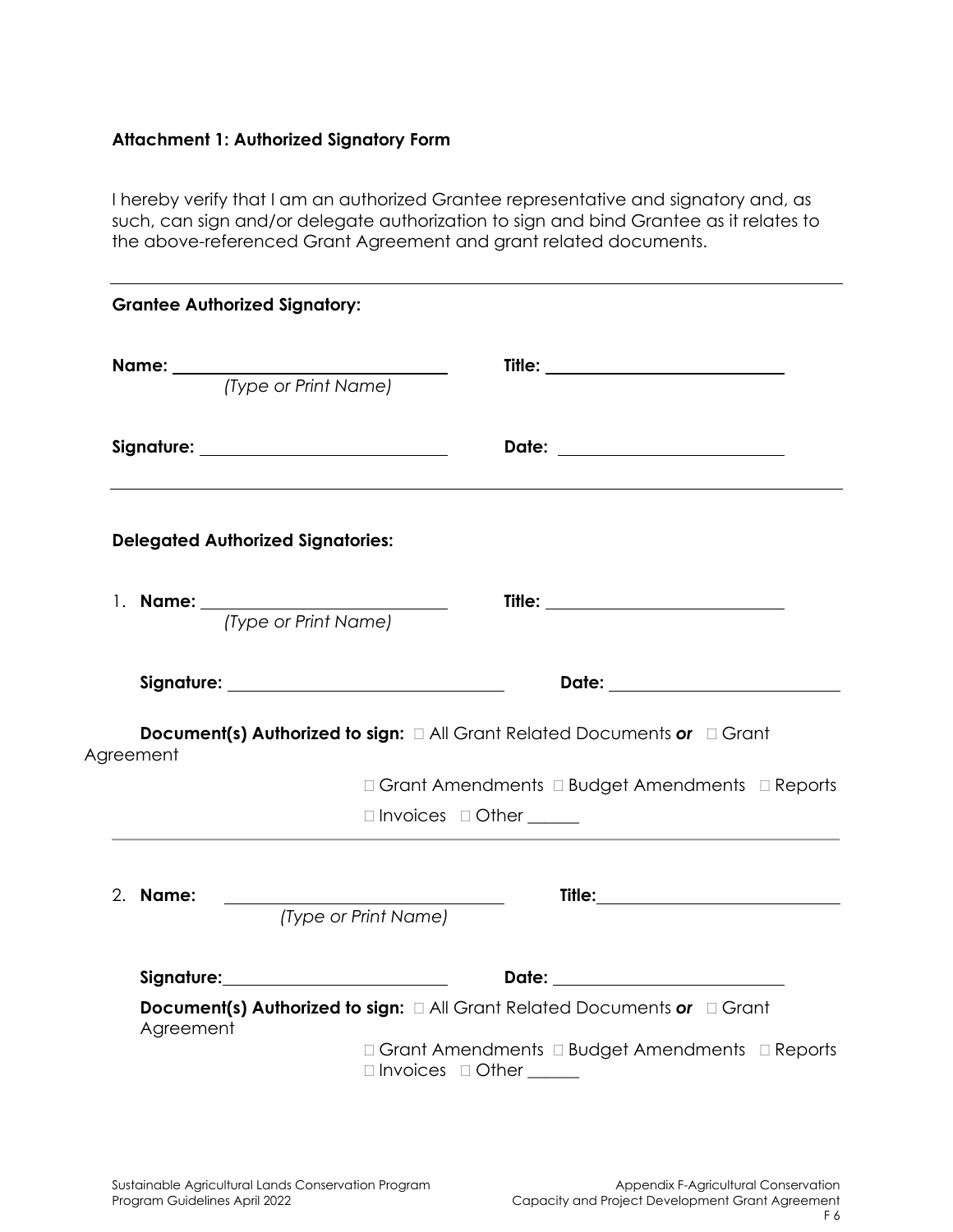**Attachment 1: Authorized Signatory Form**

I hereby verify that I am an authorized Grantee representative and signatory and, as such, can sign and/or delegate authorization to sign and bind Grantee as it relates to the above-referenced Grant Agreement and grant related documents.

---

**Grantee Authorized Signatory:**

**Name:** ______________________________ **Title:** ______________________________
*(Type or Print Name)*

**Signature:** ______________________________ **Date:** ______________________________

---

**Delegated Authorized Signatories:**

1. **Name:** ______________________________ **Title:** ______________________________
*(Type or Print Name)*

**Signature:** ______________________________ **Date:** ______________________________

**Document(s) Authorized to sign:** ☐ All Grant Related Documents ***or*** ☐ Grant Agreement

☐ Grant Amendments ☐ Budget Amendments ☐ Reports

☐ Invoices ☐ Other ______

---

2. **Name:** ______________________________ **Title:** ______________________________
*(Type or Print Name)*

**Signature:** ______________________________ **Date:** ______________________________

**Document(s) Authorized to sign:** ☐ All Grant Related Documents ***or*** ☐ Grant Agreement

☐ Grant Amendments ☐ Budget Amendments ☐ Reports

☐ Invoices ☐ Other ______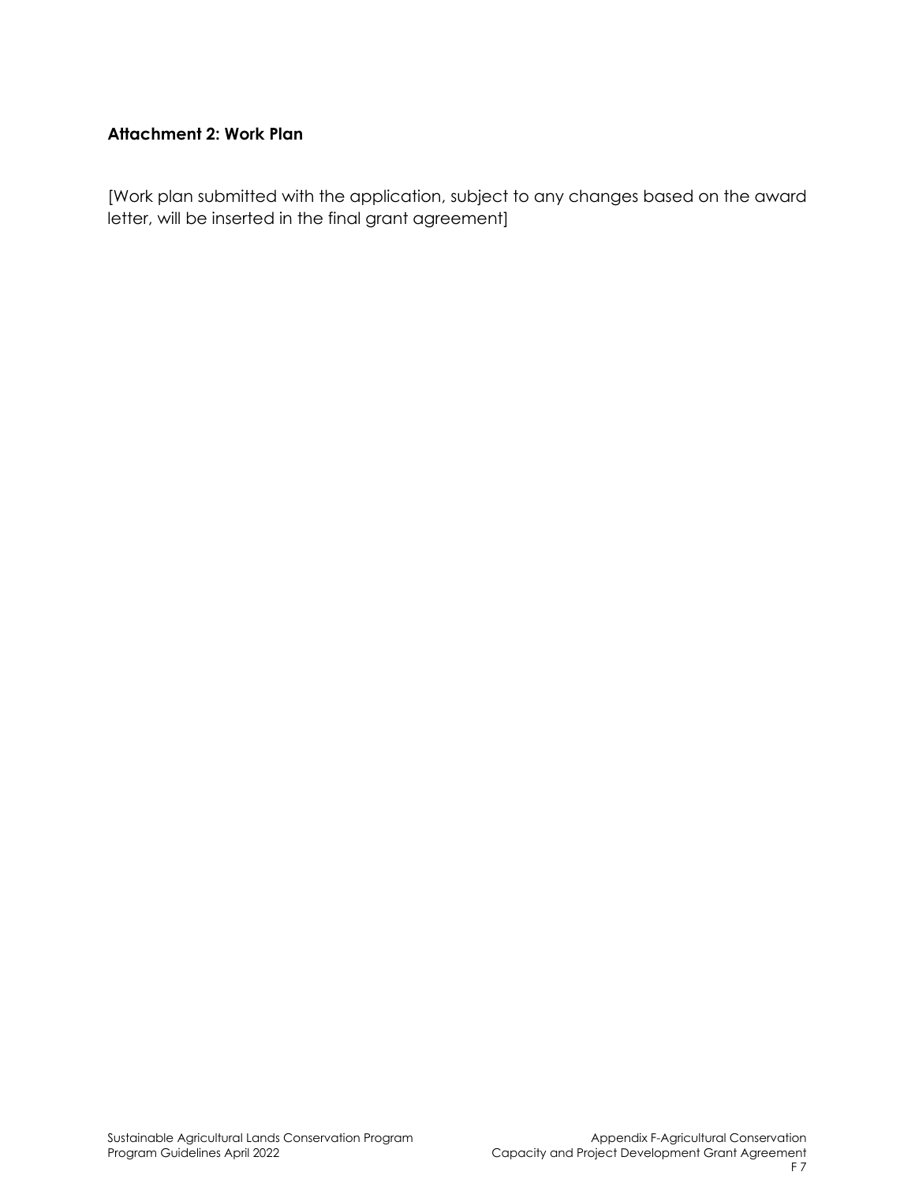**Attachment 2: Work Plan**

[Work plan submitted with the application, subject to any changes based on the award letter, will be inserted in the final grant agreement]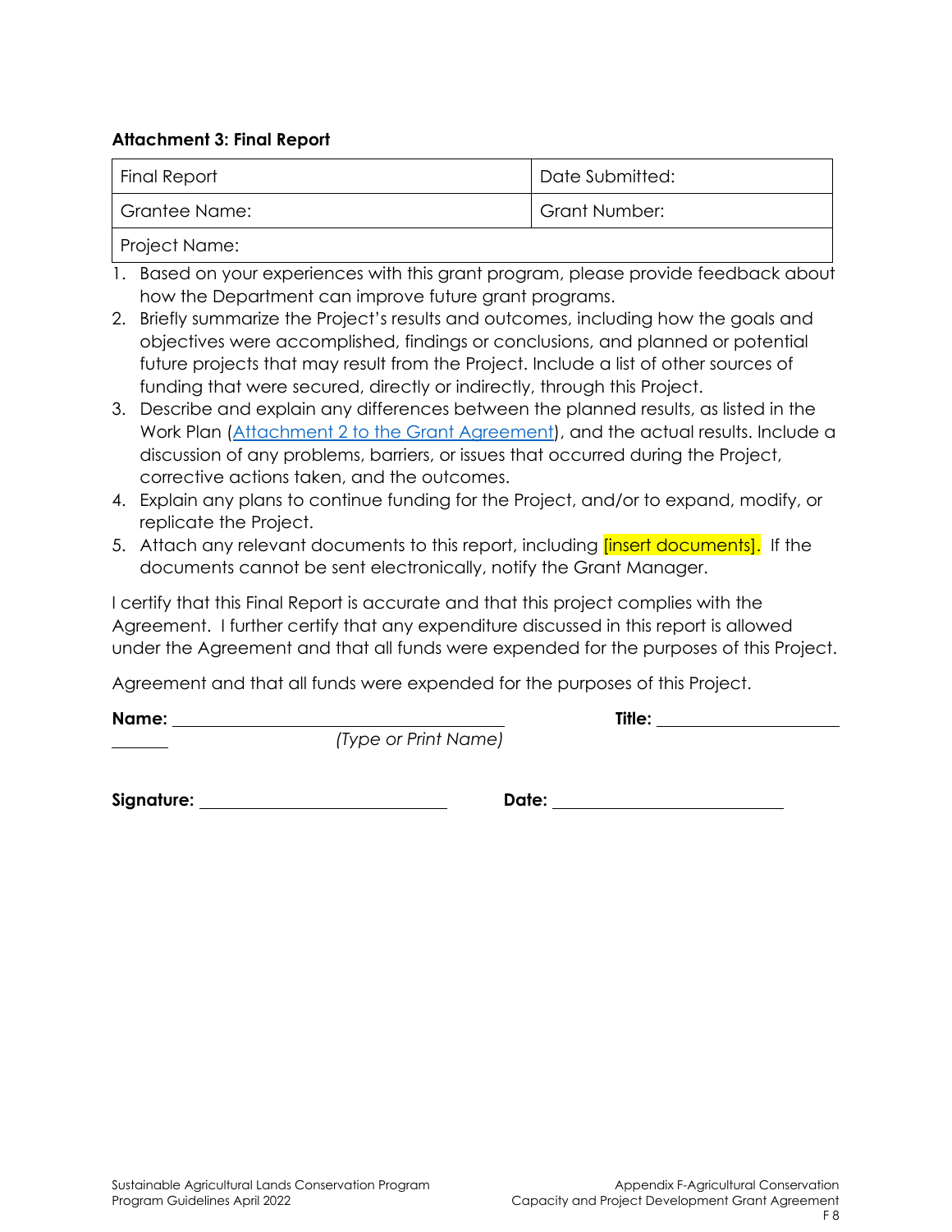**Attachment 3: Final Report**

| Final Report | Date Submitted: |
|---|---|
| Grantee Name: | Grant Number: |
| Project Name: | |

1. Based on your experiences with this grant program, please provide feedback about how the Department can improve future grant programs.
2. Briefly summarize the Project's results and outcomes, including how the goals and objectives were accomplished, findings or conclusions, and planned or potential future projects that may result from the Project. Include a list of other sources of funding that were secured, directly or indirectly, through this Project.
3. Describe and explain any differences between the planned results, as listed in the Work Plan ([Attachment 2 to the Grant Agreement]), and the actual results. Include a discussion of any problems, barriers, or issues that occurred during the Project, corrective actions taken, and the outcomes.
4. Explain any plans to continue funding for the Project, and/or to expand, modify, or replicate the Project.
5. Attach any relevant documents to this report, including [insert documents]. If the documents cannot be sent electronically, notify the Grant Manager.

I certify that this Final Report is accurate and that this project complies with the Agreement. I further certify that any expenditure discussed in this report is allowed under the Agreement and that all funds were expended for the purposes of this Project.

Agreement and that all funds were expended for the purposes of this Project.

**Name:** ______________________________ **Title:** ____________________
*(Type or Print Name)*

**Signature:** ____________________________ **Date:** ________________________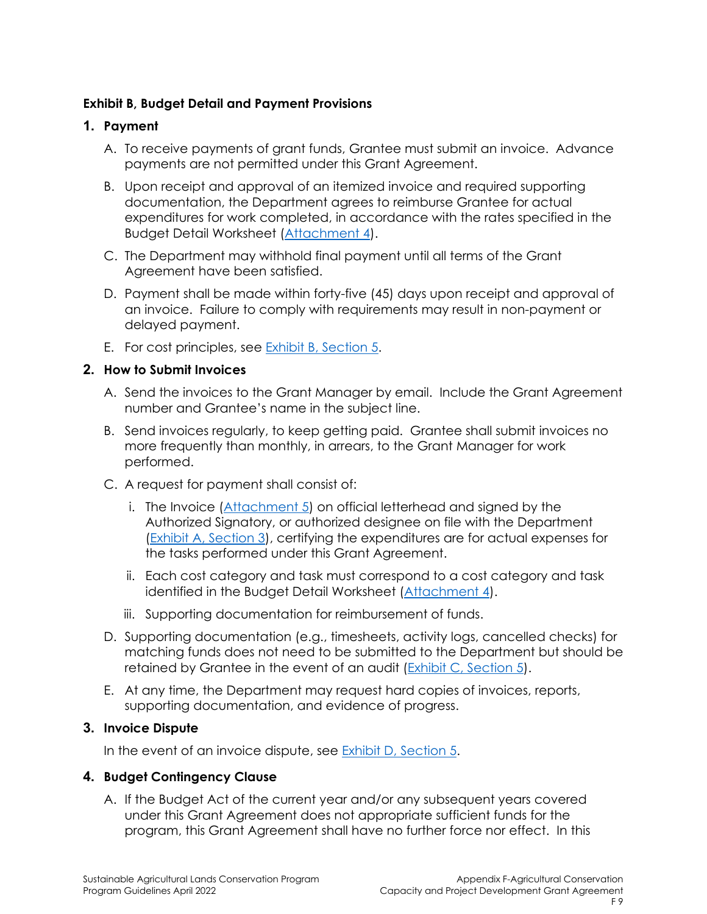**Exhibit B, Budget Detail and Payment Provisions**

**1. Payment**

A. To receive payments of grant funds, Grantee must submit an invoice. Advance payments are not permitted under this Grant Agreement.

B. Upon receipt and approval of an itemized invoice and required supporting documentation, the Department agrees to reimburse Grantee for actual expenditures for work completed, in accordance with the rates specified in the Budget Detail Worksheet (Attachment 4).

C. The Department may withhold final payment until all terms of the Grant Agreement have been satisfied.

D. Payment shall be made within forty-five (45) days upon receipt and approval of an invoice. Failure to comply with requirements may result in non-payment or delayed payment.

E. For cost principles, see Exhibit B, Section 5.

**2. How to Submit Invoices**

A. Send the invoices to the Grant Manager by email. Include the Grant Agreement number and Grantee's name in the subject line.

B. Send invoices regularly, to keep getting paid. Grantee shall submit invoices no more frequently than monthly, in arrears, to the Grant Manager for work performed.

C. A request for payment shall consist of:

i. The Invoice (Attachment 5) on official letterhead and signed by the Authorized Signatory, or authorized designee on file with the Department (Exhibit A, Section 3), certifying the expenditures are for actual expenses for the tasks performed under this Grant Agreement.

ii. Each cost category and task must correspond to a cost category and task identified in the Budget Detail Worksheet (Attachment 4).

iii. Supporting documentation for reimbursement of funds.

D. Supporting documentation (e.g., timesheets, activity logs, cancelled checks) for matching funds does not need to be submitted to the Department but should be retained by Grantee in the event of an audit (Exhibit C, Section 5).

E. At any time, the Department may request hard copies of invoices, reports, supporting documentation, and evidence of progress.

**3. Invoice Dispute**

In the event of an invoice dispute, see Exhibit D, Section 5.

**4. Budget Contingency Clause**

A. If the Budget Act of the current year and/or any subsequent years covered under this Grant Agreement does not appropriate sufficient funds for the program, this Grant Agreement shall have no further force nor effect. In this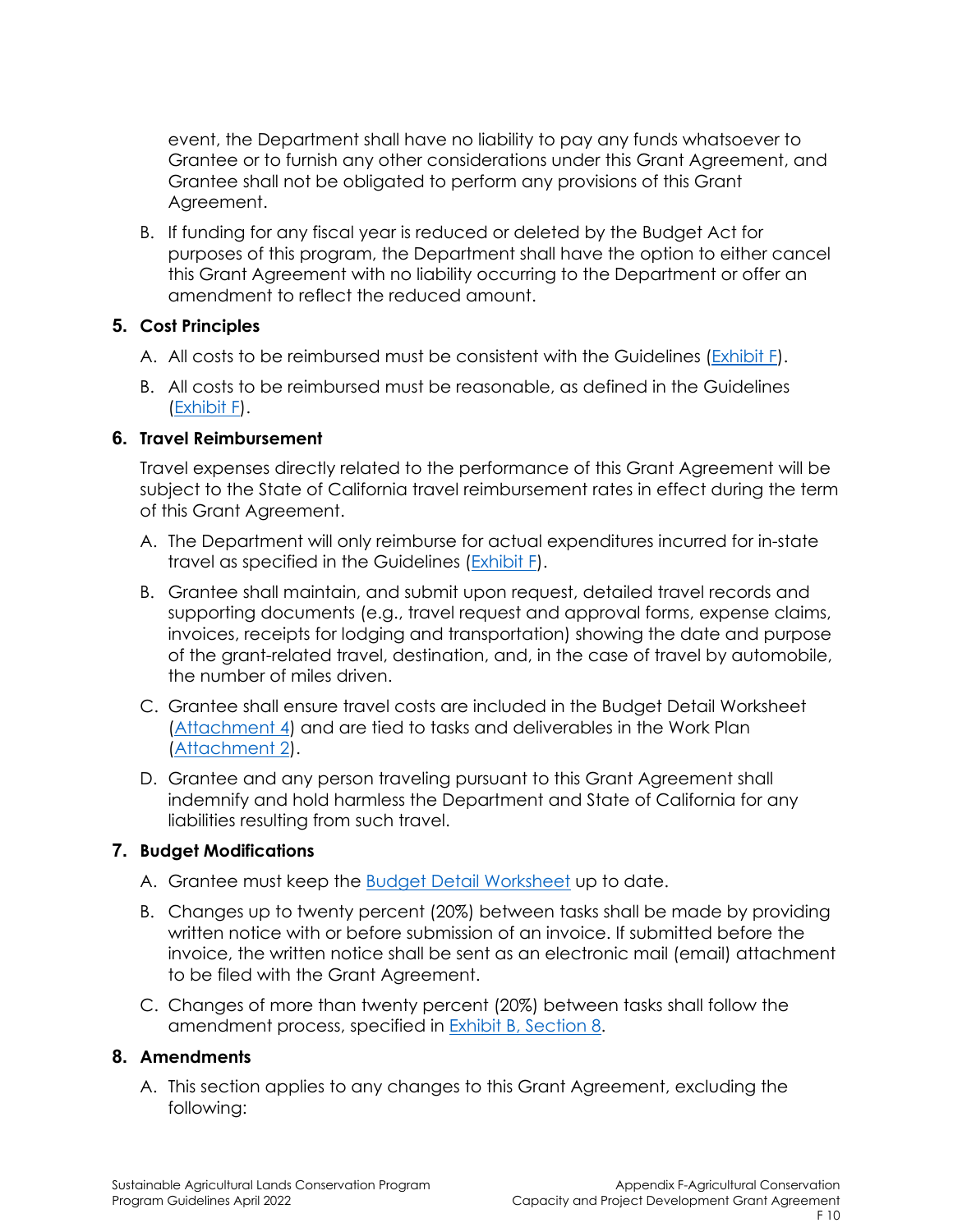event, the Department shall have no liability to pay any funds whatsoever to Grantee or to furnish any other considerations under this Grant Agreement, and Grantee shall not be obligated to perform any provisions of this Grant Agreement.

B. If funding for any fiscal year is reduced or deleted by the Budget Act for purposes of this program, the Department shall have the option to either cancel this Grant Agreement with no liability occurring to the Department or offer an amendment to reflect the reduced amount.

## 5. Cost Principles

A. All costs to be reimbursed must be consistent with the Guidelines (Exhibit F).

B. All costs to be reimbursed must be reasonable, as defined in the Guidelines (Exhibit F).

## 6. Travel Reimbursement

Travel expenses directly related to the performance of this Grant Agreement will be subject to the State of California travel reimbursement rates in effect during the term of this Grant Agreement.

A. The Department will only reimburse for actual expenditures incurred for in-state travel as specified in the Guidelines (Exhibit F).

B. Grantee shall maintain, and submit upon request, detailed travel records and supporting documents (e.g., travel request and approval forms, expense claims, invoices, receipts for lodging and transportation) showing the date and purpose of the grant-related travel, destination, and, in the case of travel by automobile, the number of miles driven.

C. Grantee shall ensure travel costs are included in the Budget Detail Worksheet (Attachment 4) and are tied to tasks and deliverables in the Work Plan (Attachment 2).

D. Grantee and any person traveling pursuant to this Grant Agreement shall indemnify and hold harmless the Department and State of California for any liabilities resulting from such travel.

## 7. Budget Modifications

A. Grantee must keep the Budget Detail Worksheet up to date.

B. Changes up to twenty percent (20%) between tasks shall be made by providing written notice with or before submission of an invoice. If submitted before the invoice, the written notice shall be sent as an electronic mail (email) attachment to be filed with the Grant Agreement.

C. Changes of more than twenty percent (20%) between tasks shall follow the amendment process, specified in Exhibit B, Section 8.

## 8. Amendments

A. This section applies to any changes to this Grant Agreement, excluding the following: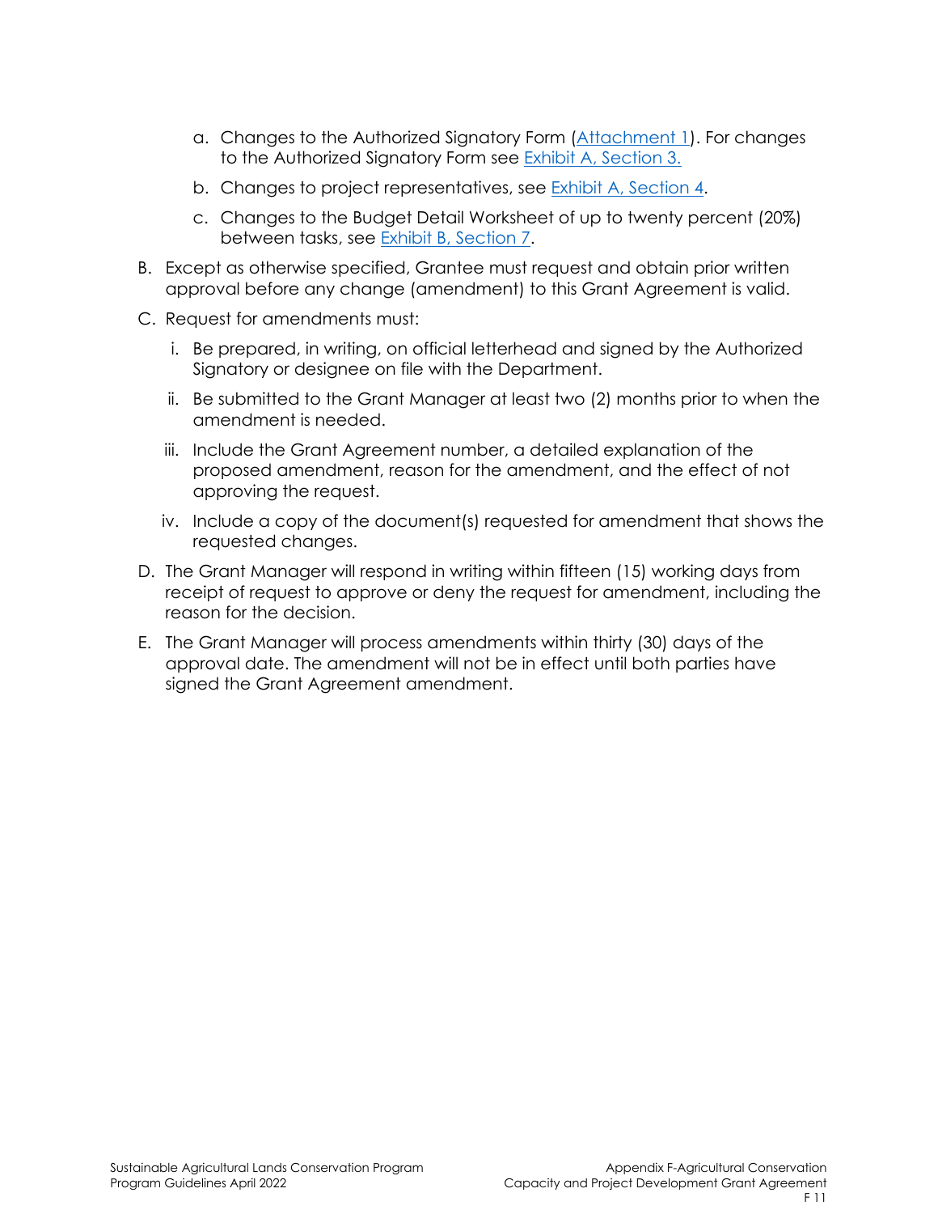a. Changes to the Authorized Signatory Form (Attachment 1). For changes to the Authorized Signatory Form see Exhibit A, Section 3.

b. Changes to project representatives, see Exhibit A, Section 4.

c. Changes to the Budget Detail Worksheet of up to twenty percent (20%) between tasks, see Exhibit B, Section 7.

B. Except as otherwise specified, Grantee must request and obtain prior written approval before any change (amendment) to this Grant Agreement is valid.

C. Request for amendments must:

i. Be prepared, in writing, on official letterhead and signed by the Authorized Signatory or designee on file with the Department.

ii. Be submitted to the Grant Manager at least two (2) months prior to when the amendment is needed.

iii. Include the Grant Agreement number, a detailed explanation of the proposed amendment, reason for the amendment, and the effect of not approving the request.

iv. Include a copy of the document(s) requested for amendment that shows the requested changes.

D. The Grant Manager will respond in writing within fifteen (15) working days from receipt of request to approve or deny the request for amendment, including the reason for the decision.

E. The Grant Manager will process amendments within thirty (30) days of the approval date. The amendment will not be in effect until both parties have signed the Grant Agreement amendment.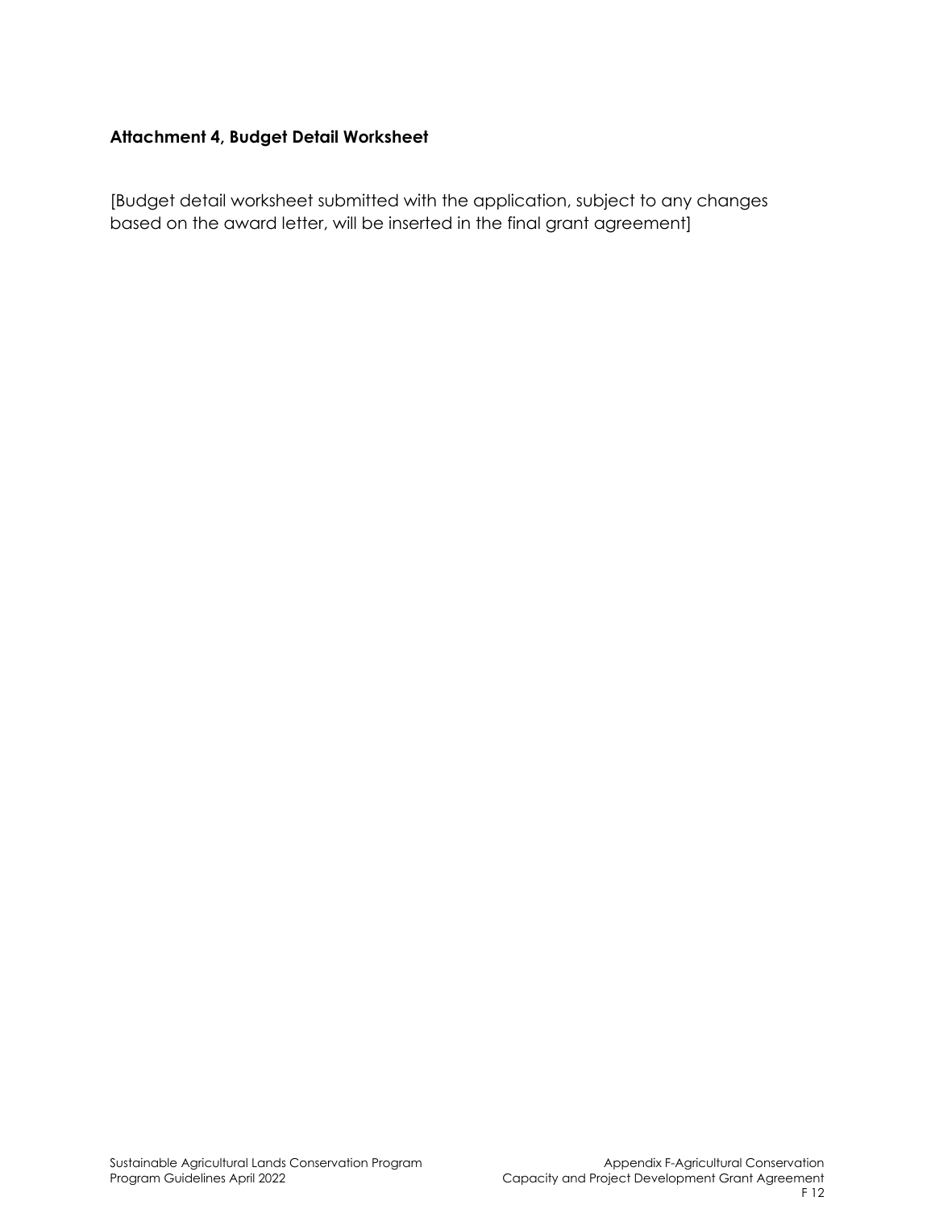**Attachment 4, Budget Detail Worksheet**

[Budget detail worksheet submitted with the application, subject to any changes based on the award letter, will be inserted in the final grant agreement]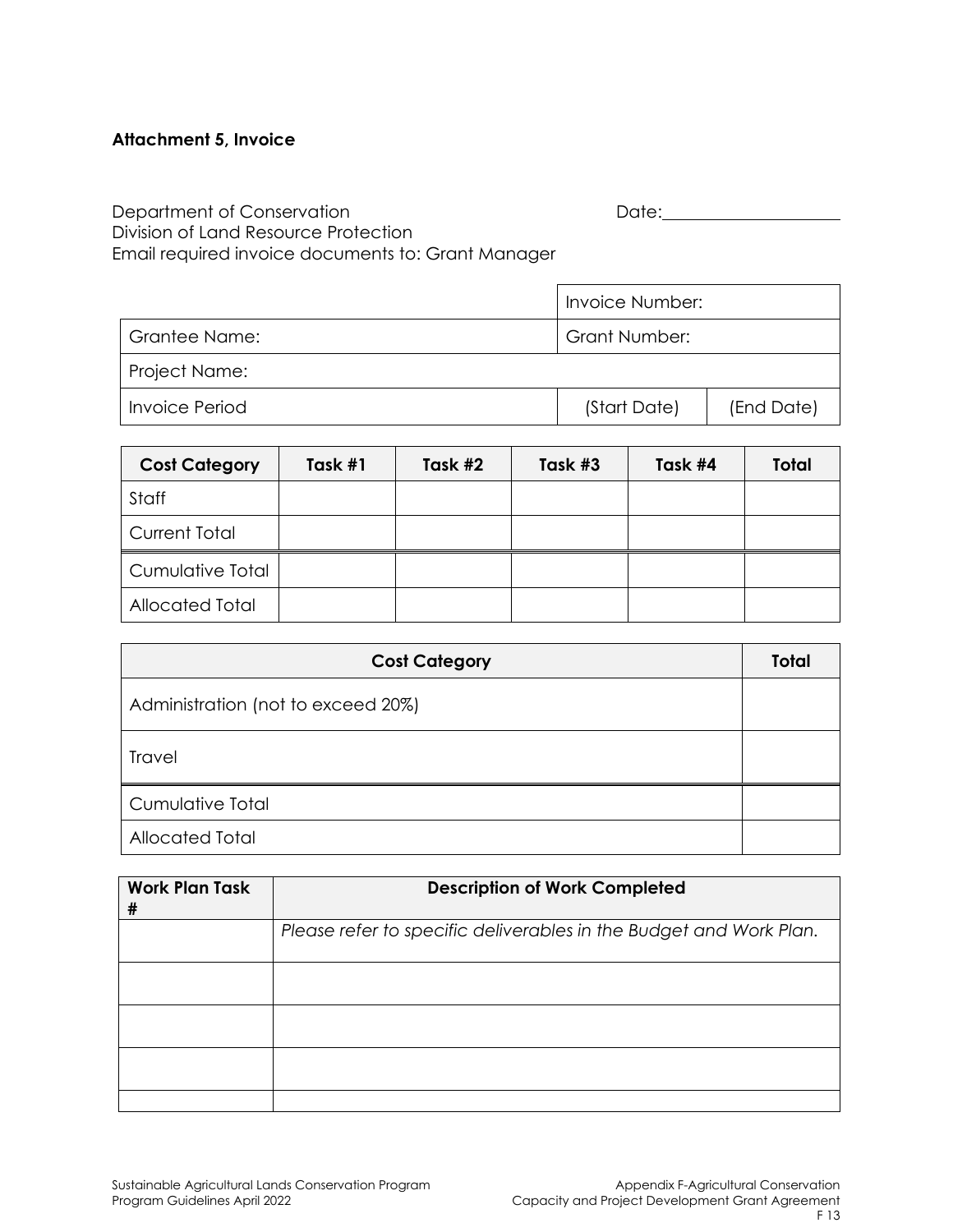**Attachment 5, Invoice**

Department of Conservation
Division of Land Resource Protection
Email required invoice documents to: Grant Manager

Date:___________________

| | Invoice Number: | |
|---|---|---|
| Grantee Name: | Grant Number: | |
| Project Name: | | |
| Invoice Period | (Start Date) | (End Date) |

| Cost Category | Task #1 | Task #2 | Task #3 | Task #4 | Total |
|---|---|---|---|---|---|
| Staff | | | | | |
| Current Total | | | | | |
| Cumulative Total | | | | | |
| Allocated Total | | | | | |

| Cost Category | Total |
|---|---|
| Administration (not to exceed 20%) | |
| Travel | |
| Cumulative Total | |
| Allocated Total | |

| Work Plan Task # | Description of Work Completed |
|---|---|
| | *Please refer to specific deliverables in the Budget and Work Plan.* |
| | |
| | |
| | |
| | |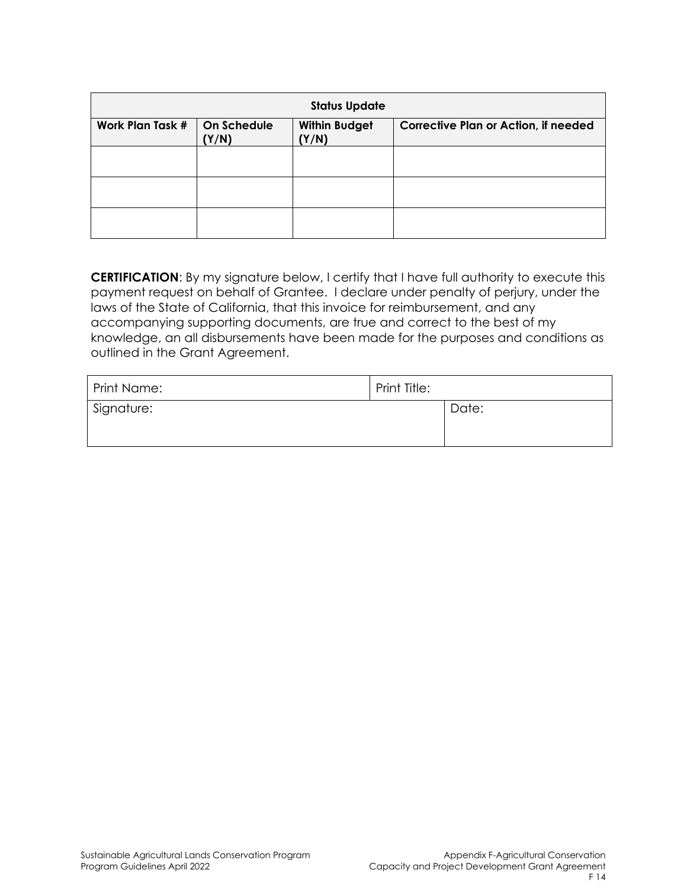| Status Update | | | |
|---|---|---|---|
| **Work Plan Task #** | **On Schedule (Y/N)** | **Within Budget (Y/N)** | **Corrective Plan or Action, if needed** |
| | | | |
| | | | |
| | | | |

**CERTIFICATION**: By my signature below, I certify that I have full authority to execute this payment request on behalf of Grantee. I declare under penalty of perjury, under the laws of the State of California, that this invoice for reimbursement, and any accompanying supporting documents, are true and correct to the best of my knowledge, an all disbursements have been made for the purposes and conditions as outlined in the Grant Agreement.

| Print Name: | Print Title: | |
|---|---|---|
| Signature: | | Date: |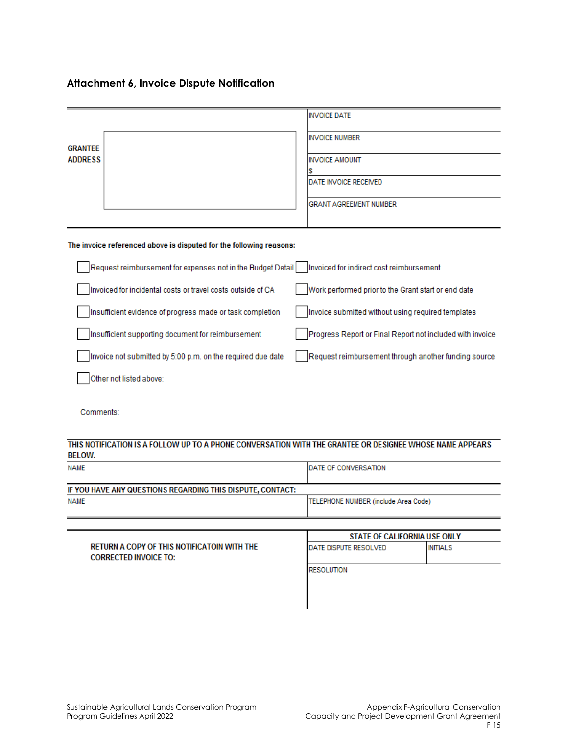### Attachment 6, Invoice Dispute Notification

| GRANTEE ADDRESS | |
|---|---|
| | INVOICE DATE |
| | INVOICE NUMBER |
| | INVOICE AMOUNT<br>$ |
| | DATE INVOICE RECEIVED |
| | GRANT AGREEMENT NUMBER |

**The invoice referenced above is disputed for the following reasons:**

- ☐ Request reimbursement for expenses not in the Budget Detail
- ☐ Invoiced for indirect cost reimbursement
- ☐ Invoiced for incidental costs or travel costs outside of CA
- ☐ Work performed prior to the Grant start or end date
- ☐ Insufficient evidence of progress made or task completion
- ☐ Invoice submitted without using required templates
- ☐ Insufficient supporting document for reimbursement
- ☐ Progress Report or Final Report not included with invoice
- ☐ Invoice not submitted by 5:00 p.m. on the required due date
- ☐ Request reimbursement through another funding source
- ☐ Other not listed above:

Comments:

**THIS NOTIFICATION IS A FOLLOW UP TO A PHONE CONVERSATION WITH THE GRANTEE OR DESIGNEE WHOSE NAME APPEARS BELOW.**

| NAME | DATE OF CONVERSATION |
|---|---|
| | |

**IF YOU HAVE ANY QUESTIONS REGARDING THIS DISPUTE, CONTACT:**

| NAME | TELEPHONE NUMBER (include Area Code) |
|---|---|
| | |

**RETURN A COPY OF THIS NOTIFICATOIN WITH THE CORRECTED INVOICE TO:**

| STATE OF CALIFORNIA USE ONLY | |
|---|---|
| DATE DISPUTE RESOLVED | INITIALS |
| RESOLUTION | |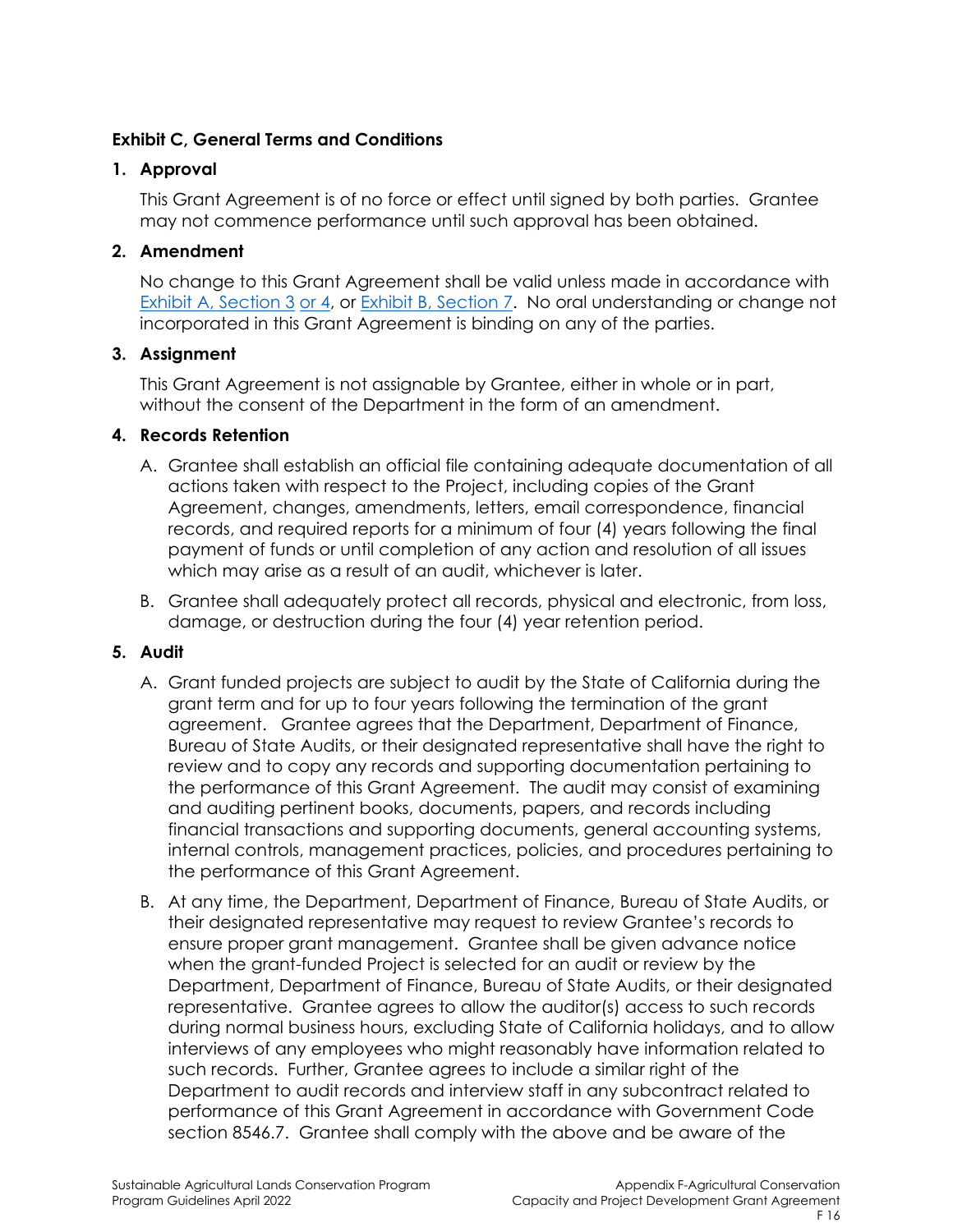**Exhibit C, General Terms and Conditions**

1. **Approval**

   This Grant Agreement is of no force or effect until signed by both parties. Grantee may not commence performance until such approval has been obtained.

2. **Amendment**

   No change to this Grant Agreement shall be valid unless made in accordance with Exhibit A, Section 3 or 4, or Exhibit B, Section 7. No oral understanding or change not incorporated in this Grant Agreement is binding on any of the parties.

3. **Assignment**

   This Grant Agreement is not assignable by Grantee, either in whole or in part, without the consent of the Department in the form of an amendment.

4. **Records Retention**

   A. Grantee shall establish an official file containing adequate documentation of all actions taken with respect to the Project, including copies of the Grant Agreement, changes, amendments, letters, email correspondence, financial records, and required reports for a minimum of four (4) years following the final payment of funds or until completion of any action and resolution of all issues which may arise as a result of an audit, whichever is later.

   B. Grantee shall adequately protect all records, physical and electronic, from loss, damage, or destruction during the four (4) year retention period.

5. **Audit**

   A. Grant funded projects are subject to audit by the State of California during the grant term and for up to four years following the termination of the grant agreement. Grantee agrees that the Department, Department of Finance, Bureau of State Audits, or their designated representative shall have the right to review and to copy any records and supporting documentation pertaining to the performance of this Grant Agreement. The audit may consist of examining and auditing pertinent books, documents, papers, and records including financial transactions and supporting documents, general accounting systems, internal controls, management practices, policies, and procedures pertaining to the performance of this Grant Agreement.

   B. At any time, the Department, Department of Finance, Bureau of State Audits, or their designated representative may request to review Grantee's records to ensure proper grant management. Grantee shall be given advance notice when the grant-funded Project is selected for an audit or review by the Department, Department of Finance, Bureau of State Audits, or their designated representative. Grantee agrees to allow the auditor(s) access to such records during normal business hours, excluding State of California holidays, and to allow interviews of any employees who might reasonably have information related to such records. Further, Grantee agrees to include a similar right of the Department to audit records and interview staff in any subcontract related to performance of this Grant Agreement in accordance with Government Code section 8546.7. Grantee shall comply with the above and be aware of the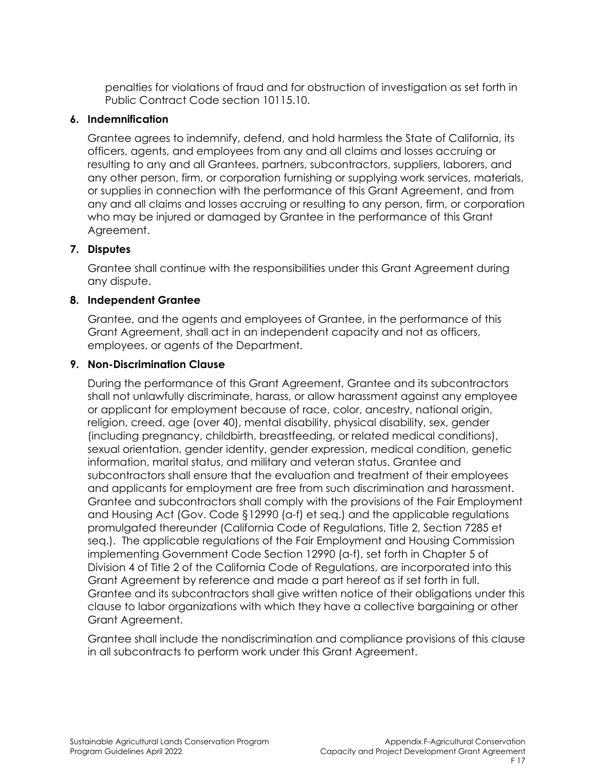penalties for violations of fraud and for obstruction of investigation as set forth in Public Contract Code section 10115.10.

**6. Indemnification**

Grantee agrees to indemnify, defend, and hold harmless the State of California, its officers, agents, and employees from any and all claims and losses accruing or resulting to any and all Grantees, partners, subcontractors, suppliers, laborers, and any other person, firm, or corporation furnishing or supplying work services, materials, or supplies in connection with the performance of this Grant Agreement, and from any and all claims and losses accruing or resulting to any person, firm, or corporation who may be injured or damaged by Grantee in the performance of this Grant Agreement.

**7. Disputes**

Grantee shall continue with the responsibilities under this Grant Agreement during any dispute.

**8. Independent Grantee**

Grantee, and the agents and employees of Grantee, in the performance of this Grant Agreement, shall act in an independent capacity and not as officers, employees, or agents of the Department.

**9. Non-Discrimination Clause**

During the performance of this Grant Agreement, Grantee and its subcontractors shall not unlawfully discriminate, harass, or allow harassment against any employee or applicant for employment because of race, color, ancestry, national origin, religion, creed, age (over 40), mental disability, physical disability, sex, gender (including pregnancy, childbirth, breastfeeding, or related medical conditions), sexual orientation, gender identity, gender expression, medical condition, genetic information, marital status, and military and veteran status. Grantee and subcontractors shall ensure that the evaluation and treatment of their employees and applicants for employment are free from such discrimination and harassment. Grantee and subcontractors shall comply with the provisions of the Fair Employment and Housing Act (Gov. Code §12990 (a-f) et seq.) and the applicable regulations promulgated thereunder (California Code of Regulations, Title 2, Section 7285 et seq.). The applicable regulations of the Fair Employment and Housing Commission implementing Government Code Section 12990 (a-f), set forth in Chapter 5 of Division 4 of Title 2 of the California Code of Regulations, are incorporated into this Grant Agreement by reference and made a part hereof as if set forth in full. Grantee and its subcontractors shall give written notice of their obligations under this clause to labor organizations with which they have a collective bargaining or other Grant Agreement.

Grantee shall include the nondiscrimination and compliance provisions of this clause in all subcontracts to perform work under this Grant Agreement.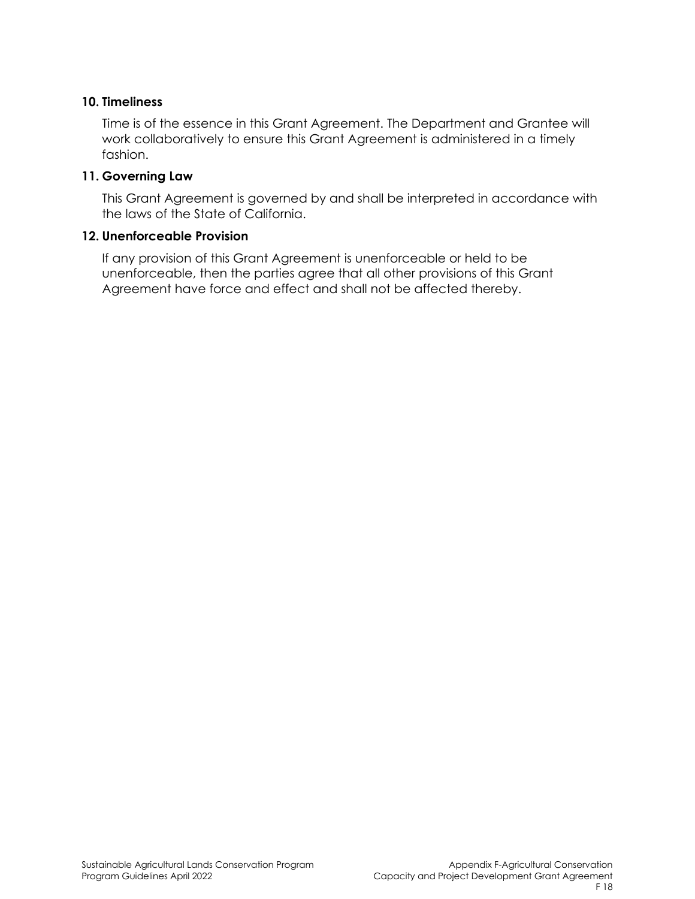### 10. Timeliness

Time is of the essence in this Grant Agreement. The Department and Grantee will work collaboratively to ensure this Grant Agreement is administered in a timely fashion.

### 11. Governing Law

This Grant Agreement is governed by and shall be interpreted in accordance with the laws of the State of California.

### 12. Unenforceable Provision

If any provision of this Grant Agreement is unenforceable or held to be unenforceable, then the parties agree that all other provisions of this Grant Agreement have force and effect and shall not be affected thereby.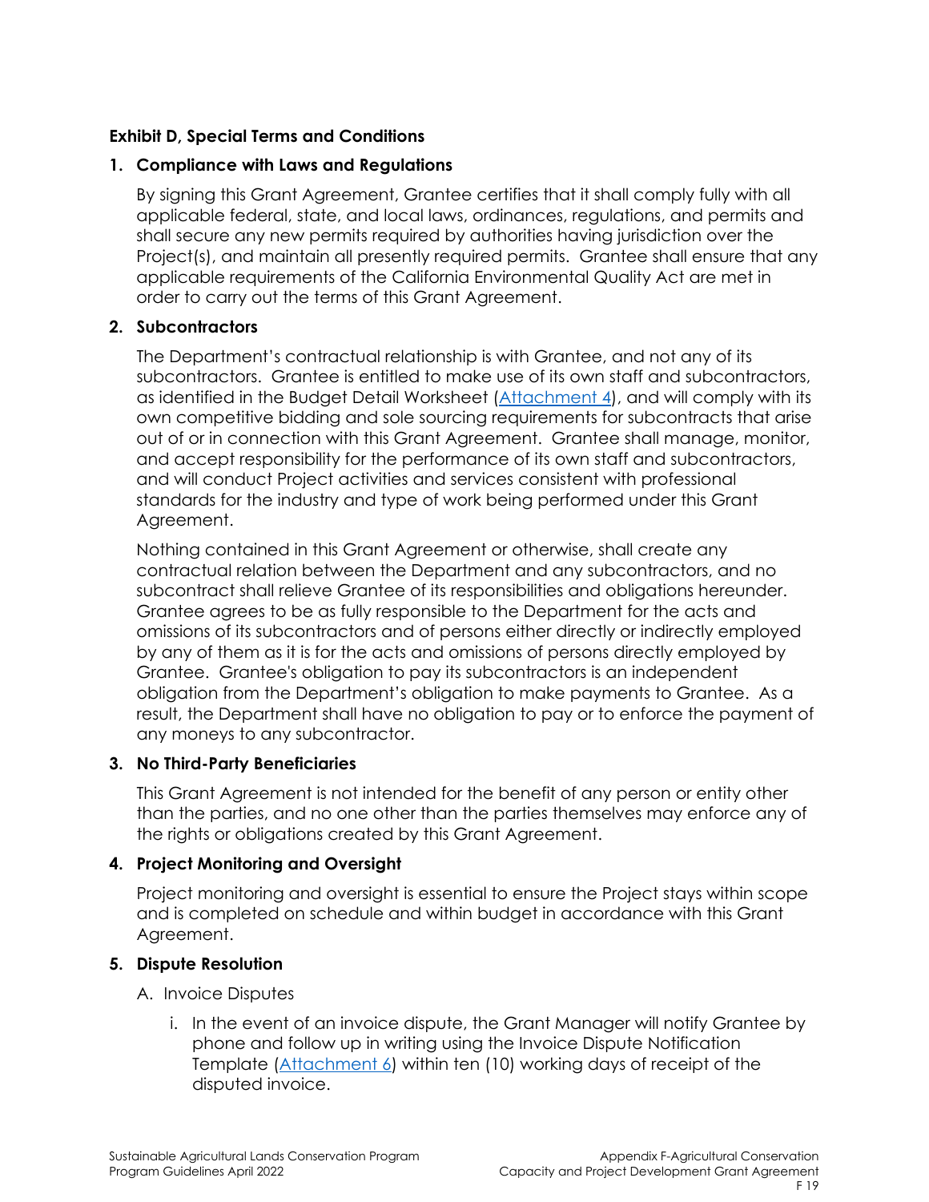**Exhibit D, Special Terms and Conditions**

1. **Compliance with Laws and Regulations**

   By signing this Grant Agreement, Grantee certifies that it shall comply fully with all applicable federal, state, and local laws, ordinances, regulations, and permits and shall secure any new permits required by authorities having jurisdiction over the Project(s), and maintain all presently required permits. Grantee shall ensure that any applicable requirements of the California Environmental Quality Act are met in order to carry out the terms of this Grant Agreement.

2. **Subcontractors**

   The Department's contractual relationship is with Grantee, and not any of its subcontractors. Grantee is entitled to make use of its own staff and subcontractors, as identified in the Budget Detail Worksheet (Attachment 4), and will comply with its own competitive bidding and sole sourcing requirements for subcontracts that arise out of or in connection with this Grant Agreement. Grantee shall manage, monitor, and accept responsibility for the performance of its own staff and subcontractors, and will conduct Project activities and services consistent with professional standards for the industry and type of work being performed under this Grant Agreement.

   Nothing contained in this Grant Agreement or otherwise, shall create any contractual relation between the Department and any subcontractors, and no subcontract shall relieve Grantee of its responsibilities and obligations hereunder. Grantee agrees to be as fully responsible to the Department for the acts and omissions of its subcontractors and of persons either directly or indirectly employed by any of them as it is for the acts and omissions of persons directly employed by Grantee. Grantee's obligation to pay its subcontractors is an independent obligation from the Department's obligation to make payments to Grantee. As a result, the Department shall have no obligation to pay or to enforce the payment of any moneys to any subcontractor.

3. **No Third-Party Beneficiaries**

   This Grant Agreement is not intended for the benefit of any person or entity other than the parties, and no one other than the parties themselves may enforce any of the rights or obligations created by this Grant Agreement.

4. **Project Monitoring and Oversight**

   Project monitoring and oversight is essential to ensure the Project stays within scope and is completed on schedule and within budget in accordance with this Grant Agreement.

5. **Dispute Resolution**

   A. Invoice Disputes

      i. In the event of an invoice dispute, the Grant Manager will notify Grantee by phone and follow up in writing using the Invoice Dispute Notification Template (Attachment 6) within ten (10) working days of receipt of the disputed invoice.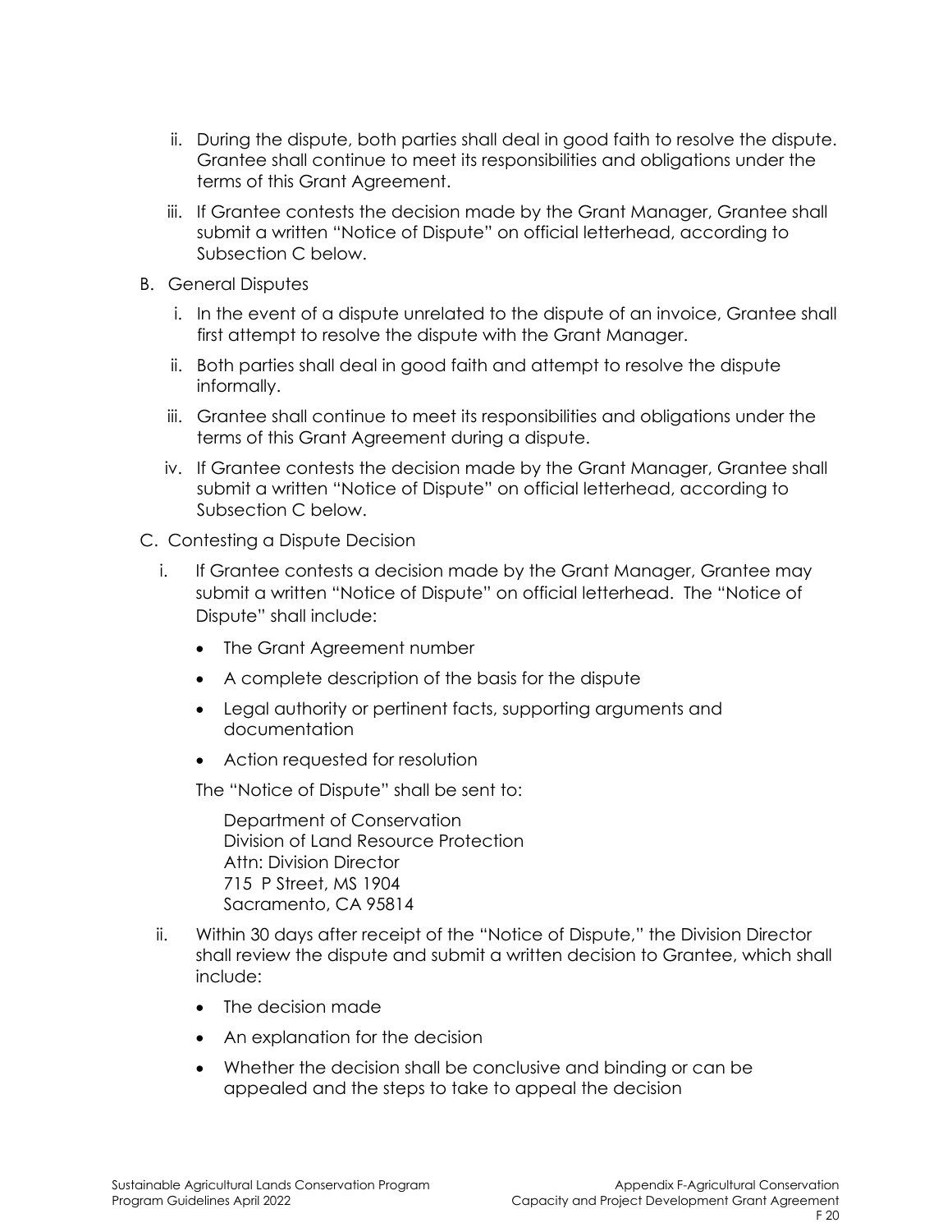ii. During the dispute, both parties shall deal in good faith to resolve the dispute. Grantee shall continue to meet its responsibilities and obligations under the terms of this Grant Agreement.

iii. If Grantee contests the decision made by the Grant Manager, Grantee shall submit a written "Notice of Dispute" on official letterhead, according to Subsection C below.

B. General Disputes

i. In the event of a dispute unrelated to the dispute of an invoice, Grantee shall first attempt to resolve the dispute with the Grant Manager.

ii. Both parties shall deal in good faith and attempt to resolve the dispute informally.

iii. Grantee shall continue to meet its responsibilities and obligations under the terms of this Grant Agreement during a dispute.

iv. If Grantee contests the decision made by the Grant Manager, Grantee shall submit a written "Notice of Dispute" on official letterhead, according to Subsection C below.

C. Contesting a Dispute Decision

i. If Grantee contests a decision made by the Grant Manager, Grantee may submit a written "Notice of Dispute" on official letterhead. The "Notice of Dispute" shall include:

- The Grant Agreement number
- A complete description of the basis for the dispute
- Legal authority or pertinent facts, supporting arguments and documentation
- Action requested for resolution

The "Notice of Dispute" shall be sent to:

Department of Conservation  
Division of Land Resource Protection  
Attn: Division Director  
715 P Street, MS 1904  
Sacramento, CA 95814

ii. Within 30 days after receipt of the "Notice of Dispute," the Division Director shall review the dispute and submit a written decision to Grantee, which shall include:

- The decision made
- An explanation for the decision
- Whether the decision shall be conclusive and binding or can be appealed and the steps to take to appeal the decision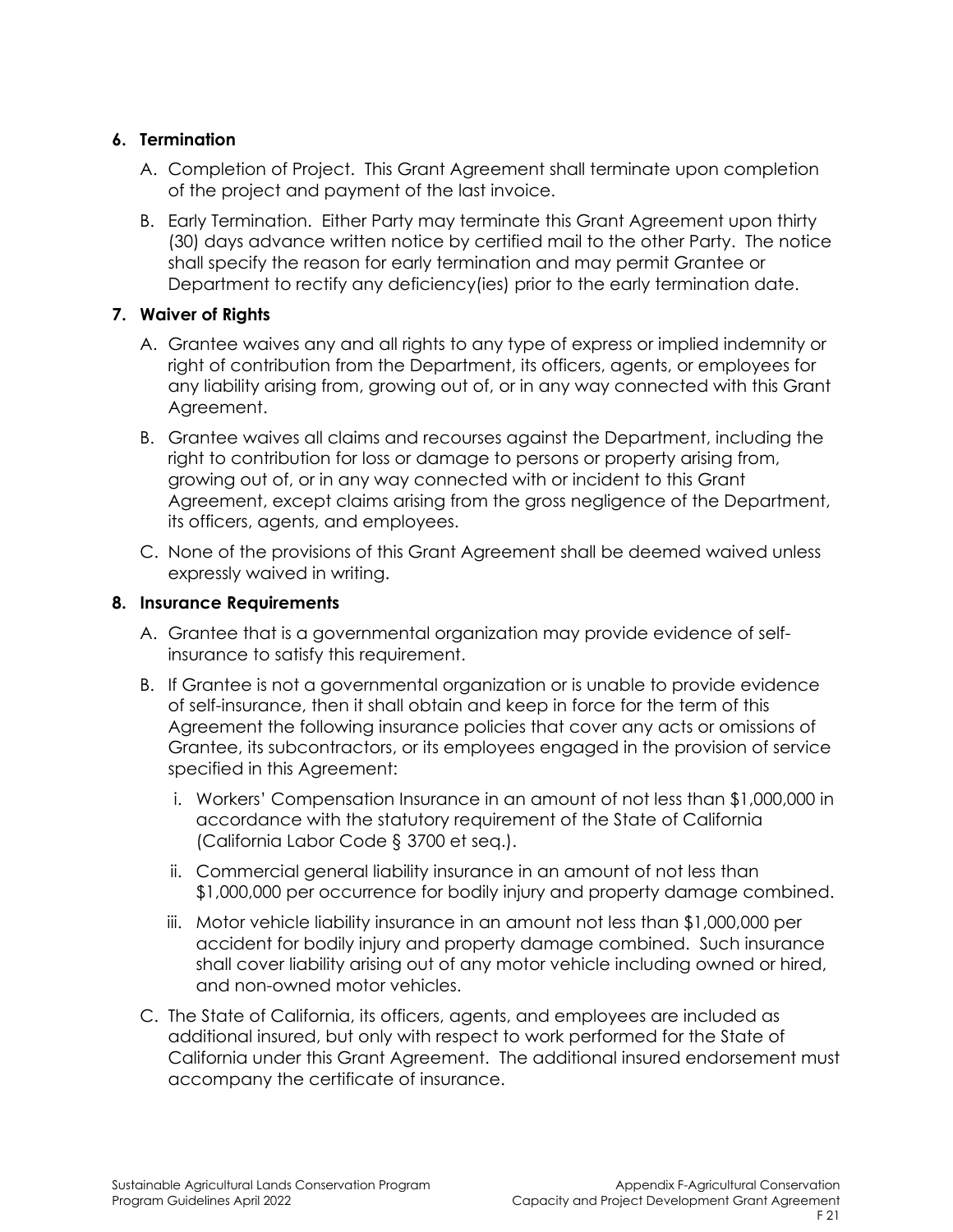**6. Termination**

A. Completion of Project. This Grant Agreement shall terminate upon completion of the project and payment of the last invoice.

B. Early Termination. Either Party may terminate this Grant Agreement upon thirty (30) days advance written notice by certified mail to the other Party. The notice shall specify the reason for early termination and may permit Grantee or Department to rectify any deficiency(ies) prior to the early termination date.

**7. Waiver of Rights**

A. Grantee waives any and all rights to any type of express or implied indemnity or right of contribution from the Department, its officers, agents, or employees for any liability arising from, growing out of, or in any way connected with this Grant Agreement.

B. Grantee waives all claims and recourses against the Department, including the right to contribution for loss or damage to persons or property arising from, growing out of, or in any way connected with or incident to this Grant Agreement, except claims arising from the gross negligence of the Department, its officers, agents, and employees.

C. None of the provisions of this Grant Agreement shall be deemed waived unless expressly waived in writing.

**8. Insurance Requirements**

A. Grantee that is a governmental organization may provide evidence of self-insurance to satisfy this requirement.

B. If Grantee is not a governmental organization or is unable to provide evidence of self-insurance, then it shall obtain and keep in force for the term of this Agreement the following insurance policies that cover any acts or omissions of Grantee, its subcontractors, or its employees engaged in the provision of service specified in this Agreement:

   i. Workers' Compensation Insurance in an amount of not less than $1,000,000 in accordance with the statutory requirement of the State of California (California Labor Code § 3700 et seq.).

   ii. Commercial general liability insurance in an amount of not less than $1,000,000 per occurrence for bodily injury and property damage combined.

   iii. Motor vehicle liability insurance in an amount not less than $1,000,000 per accident for bodily injury and property damage combined. Such insurance shall cover liability arising out of any motor vehicle including owned or hired, and non-owned motor vehicles.

C. The State of California, its officers, agents, and employees are included as additional insured, but only with respect to work performed for the State of California under this Grant Agreement. The additional insured endorsement must accompany the certificate of insurance.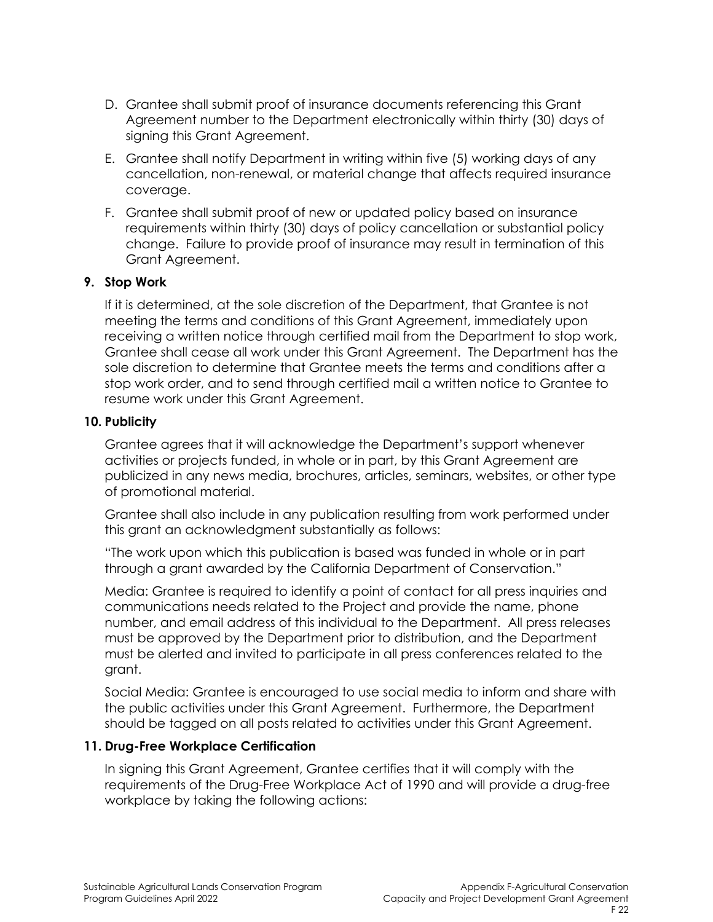D. Grantee shall submit proof of insurance documents referencing this Grant Agreement number to the Department electronically within thirty (30) days of signing this Grant Agreement.

E. Grantee shall notify Department in writing within five (5) working days of any cancellation, non-renewal, or material change that affects required insurance coverage.

F. Grantee shall submit proof of new or updated policy based on insurance requirements within thirty (30) days of policy cancellation or substantial policy change. Failure to provide proof of insurance may result in termination of this Grant Agreement.

**9. Stop Work**

If it is determined, at the sole discretion of the Department, that Grantee is not meeting the terms and conditions of this Grant Agreement, immediately upon receiving a written notice through certified mail from the Department to stop work, Grantee shall cease all work under this Grant Agreement. The Department has the sole discretion to determine that Grantee meets the terms and conditions after a stop work order, and to send through certified mail a written notice to Grantee to resume work under this Grant Agreement.

**10. Publicity**

Grantee agrees that it will acknowledge the Department's support whenever activities or projects funded, in whole or in part, by this Grant Agreement are publicized in any news media, brochures, articles, seminars, websites, or other type of promotional material.

Grantee shall also include in any publication resulting from work performed under this grant an acknowledgment substantially as follows:

"The work upon which this publication is based was funded in whole or in part through a grant awarded by the California Department of Conservation."

Media: Grantee is required to identify a point of contact for all press inquiries and communications needs related to the Project and provide the name, phone number, and email address of this individual to the Department. All press releases must be approved by the Department prior to distribution, and the Department must be alerted and invited to participate in all press conferences related to the grant.

Social Media: Grantee is encouraged to use social media to inform and share with the public activities under this Grant Agreement. Furthermore, the Department should be tagged on all posts related to activities under this Grant Agreement.

**11. Drug-Free Workplace Certification**

In signing this Grant Agreement, Grantee certifies that it will comply with the requirements of the Drug-Free Workplace Act of 1990 and will provide a drug-free workplace by taking the following actions: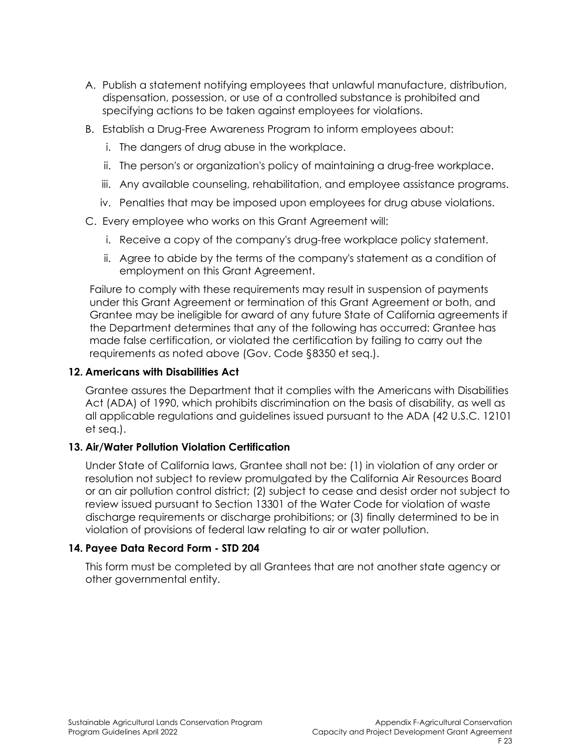A. Publish a statement notifying employees that unlawful manufacture, distribution, dispensation, possession, or use of a controlled substance is prohibited and specifying actions to be taken against employees for violations.

B. Establish a Drug-Free Awareness Program to inform employees about:

   i. The dangers of drug abuse in the workplace.

   ii. The person's or organization's policy of maintaining a drug-free workplace.

   iii. Any available counseling, rehabilitation, and employee assistance programs.

   iv. Penalties that may be imposed upon employees for drug abuse violations.

C. Every employee who works on this Grant Agreement will:

   i. Receive a copy of the company's drug-free workplace policy statement.

   ii. Agree to abide by the terms of the company's statement as a condition of employment on this Grant Agreement.

Failure to comply with these requirements may result in suspension of payments under this Grant Agreement or termination of this Grant Agreement or both, and Grantee may be ineligible for award of any future State of California agreements if the Department determines that any of the following has occurred: Grantee has made false certification, or violated the certification by failing to carry out the requirements as noted above (Gov. Code §8350 et seq.).

**12. Americans with Disabilities Act**

Grantee assures the Department that it complies with the Americans with Disabilities Act (ADA) of 1990, which prohibits discrimination on the basis of disability, as well as all applicable regulations and guidelines issued pursuant to the ADA (42 U.S.C. 12101 et seq.).

**13. Air/Water Pollution Violation Certification**

Under State of California laws, Grantee shall not be: (1) in violation of any order or resolution not subject to review promulgated by the California Air Resources Board or an air pollution control district; (2) subject to cease and desist order not subject to review issued pursuant to Section 13301 of the Water Code for violation of waste discharge requirements or discharge prohibitions; or (3) finally determined to be in violation of provisions of federal law relating to air or water pollution.

**14. Payee Data Record Form - STD 204**

This form must be completed by all Grantees that are not another state agency or other governmental entity.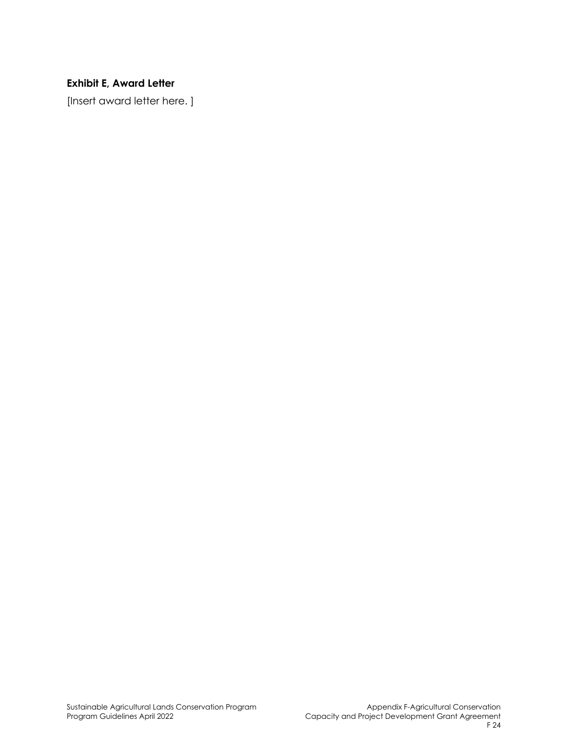**Exhibit E, Award Letter**

[Insert award letter here. ]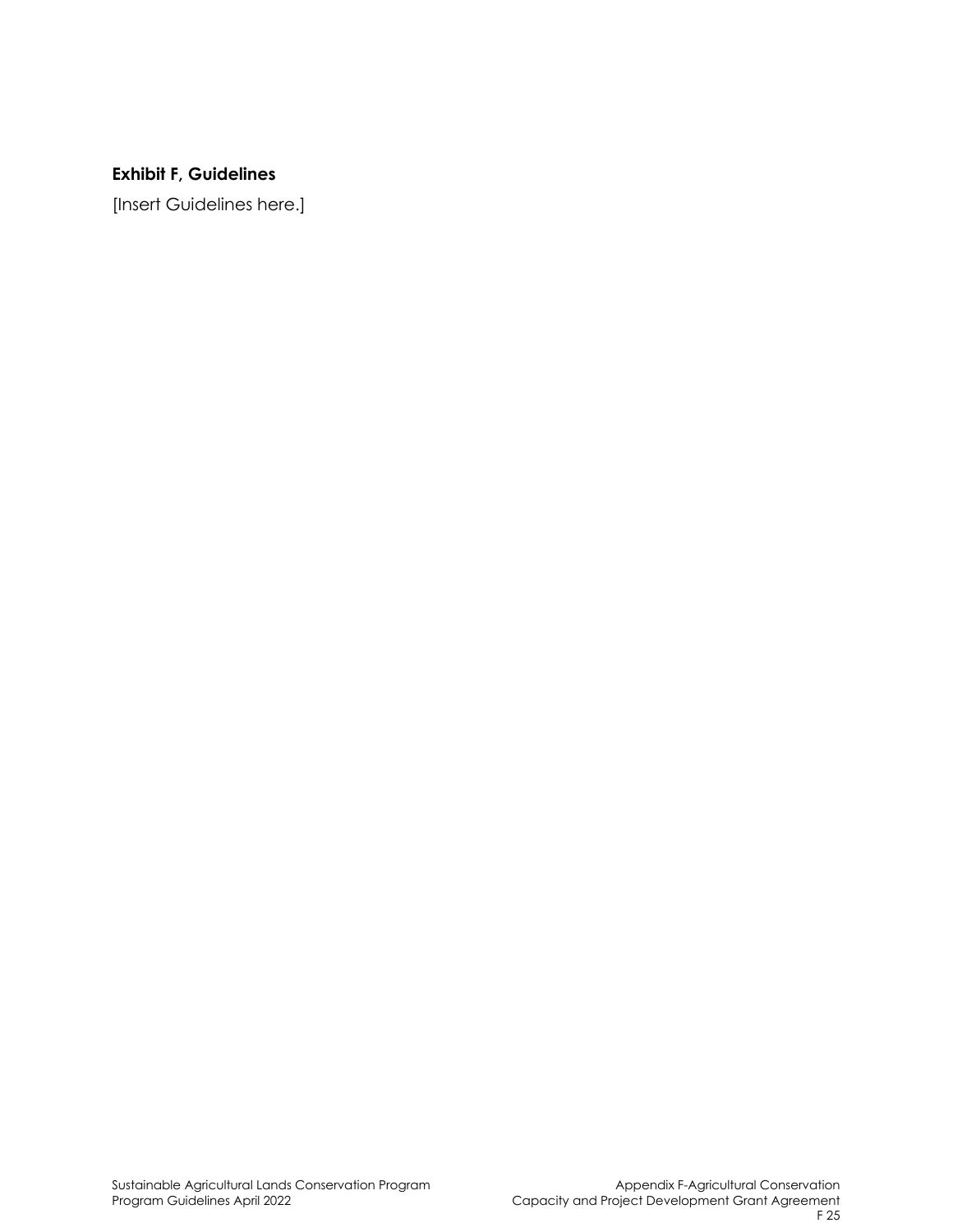**Exhibit F, Guidelines**

[Insert Guidelines here.]